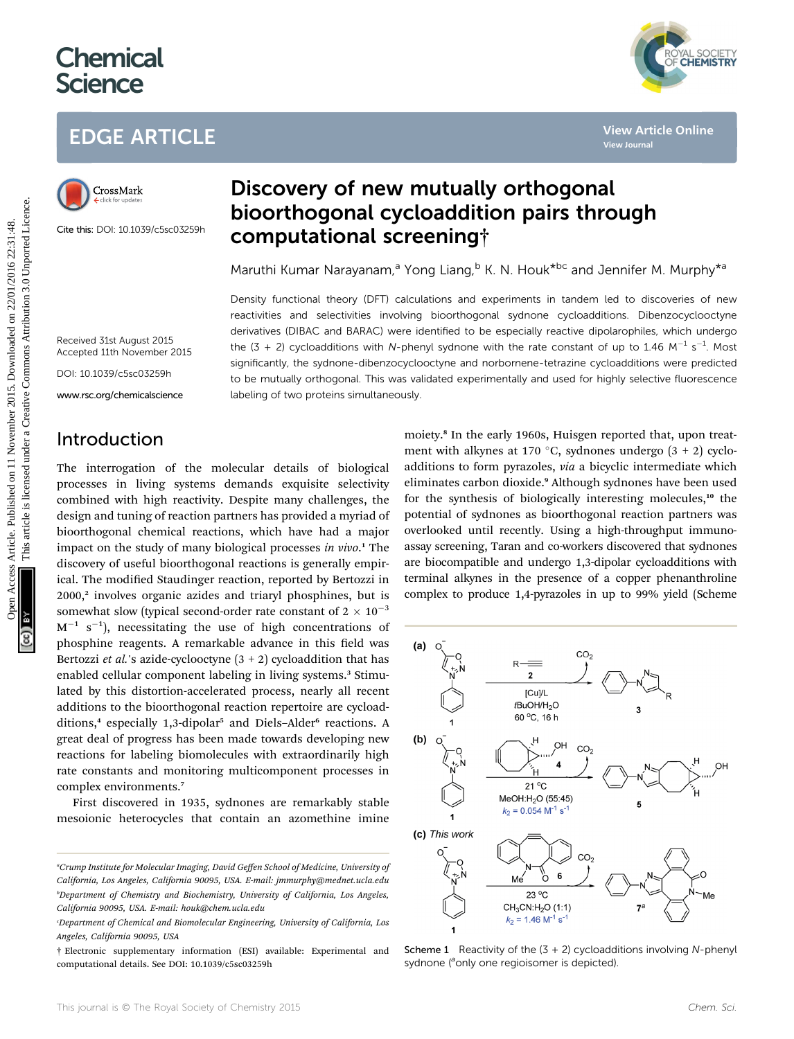# Discovery of new mutually orthogonal bioorthogonal cycloaddition pairs through computational screening†

Maruthi Kumar Narayanam,[a] Yong Liang,[b] K. N. Houk*[bc] and Jennifer M. Murphy*[a]

Cite this: DOI: 10.1039/c5sc03259h

Received 31st August 2015
Accepted 11th November 2015

DOI: 10.1039/c5sc03259h

www.rsc.org/chemicalscience

Density functional theory (DFT) calculations and experiments in tandem led to discoveries of new reactivities and selectivities involving bioorthogonal sydnone cycloadditions. Dibenzocyclooctyne derivatives (DIBAC and BARAC) were identified to be especially reactive dipolarophiles, which undergo the (3 + 2) cycloadditions with *N*-phenyl sydnone with the rate constant of up to 1.46 $M^{-1}$ $s^{-1}$. Most significantly, the sydnone-dibenzocyclooctyne and norbornene-tetrazine cycloadditions were predicted to be mutually orthogonal. This was validated experimentally and used for highly selective fluorescence labeling of two proteins simultaneously.

## Introduction

The interrogation of the molecular details of biological processes in living systems demands exquisite selectivity combined with high reactivity. Despite many challenges, the design and tuning of reaction partners has provided a myriad of bioorthogonal chemical reactions, which have had a major impact on the study of many biological processes *in vivo*.[1] The discovery of useful bioorthogonal reactions is generally empirical. The modified Staudinger reaction, reported by Bertozzi in 2000,[2] involves organic azides and triaryl phosphines, but is somewhat slow (typical second-order rate constant of $2 \times 10^{-3}$ $M^{-1}$ $s^{-1}$), necessitating the use of high concentrations of phosphine reagents. A remarkable advance in this field was Bertozzi *et al.*'s azide-cyclooctyne (3 + 2) cycloaddition that has enabled cellular component labeling in living systems.[3] Stimulated by this distortion-accelerated process, nearly all recent additions to the bioorthogonal reaction repertoire are cycloadditions,[4] especially 1,3-dipolar[5] and Diels–Alder[6] reactions. A great deal of progress has been made towards developing new reactions for labeling biomolecules with extraordinarily high rate constants and monitoring multicomponent processes in complex environments.[7]

First discovered in 1935, sydnones are remarkably stable mesoionic heterocycles that contain an azomethine imine moiety.[8] In the early 1960s, Huisgen reported that, upon treatment with alkynes at 170 °C, sydnones undergo (3 + 2) cycloadditions to form pyrazoles, *via* a bicyclic intermediate which eliminates carbon dioxide.[9] Although sydnones have been used for the synthesis of biologically interesting molecules,[10] the potential of sydnones as bioorthogonal reaction partners was overlooked until recently. Using a high-throughput immunoassay screening, Taran and co-workers discovered that sydnones are biocompatible and undergo 1,3-dipolar cycloadditions with terminal alkynes in the presence of a copper phenanthroline complex to produce 1,4-pyrazoles in up to 99% yield (Scheme

Scheme 1 Reactivity of the (3 + 2) cycloadditions involving *N*-phenyl sydnone ([a]only one regioisomer is depicted).

(a) 1 + R–≡ (2) → 3 + $CO_2$; [Cu]/L, *t*BuOH/$H_2O$, 60 °C, 16 h

(b) 1 + 4 → 5 + $CO_2$; 21 °C, MeOH:$H_2O$ (55:45), $k_2$ = 0.054 $M^{-1}$ $s^{-1}$

(c) *This work*: 1 + 6 → 7[a] + $CO_2$; 23 °C, $CH_3CN$:$H_2O$ (1:1), $k_2$ = 1.46 $M^{-1}$ $s^{-1}$

---

[a] Crump Institute for Molecular Imaging, David Geffen School of Medicine, University of California, Los Angeles, California 90095, USA. E-mail: jmmurphy@mednet.ucla.edu

[b] Department of Chemistry and Biochemistry, University of California, Los Angeles, California 90095, USA. E-mail: houk@chem.ucla.edu

[c] Department of Chemical and Biomolecular Engineering, University of California, Los Angeles, California 90095, USA

† Electronic supplementary information (ESI) available: Experimental and computational details. See DOI: 10.1039/c5sc03259h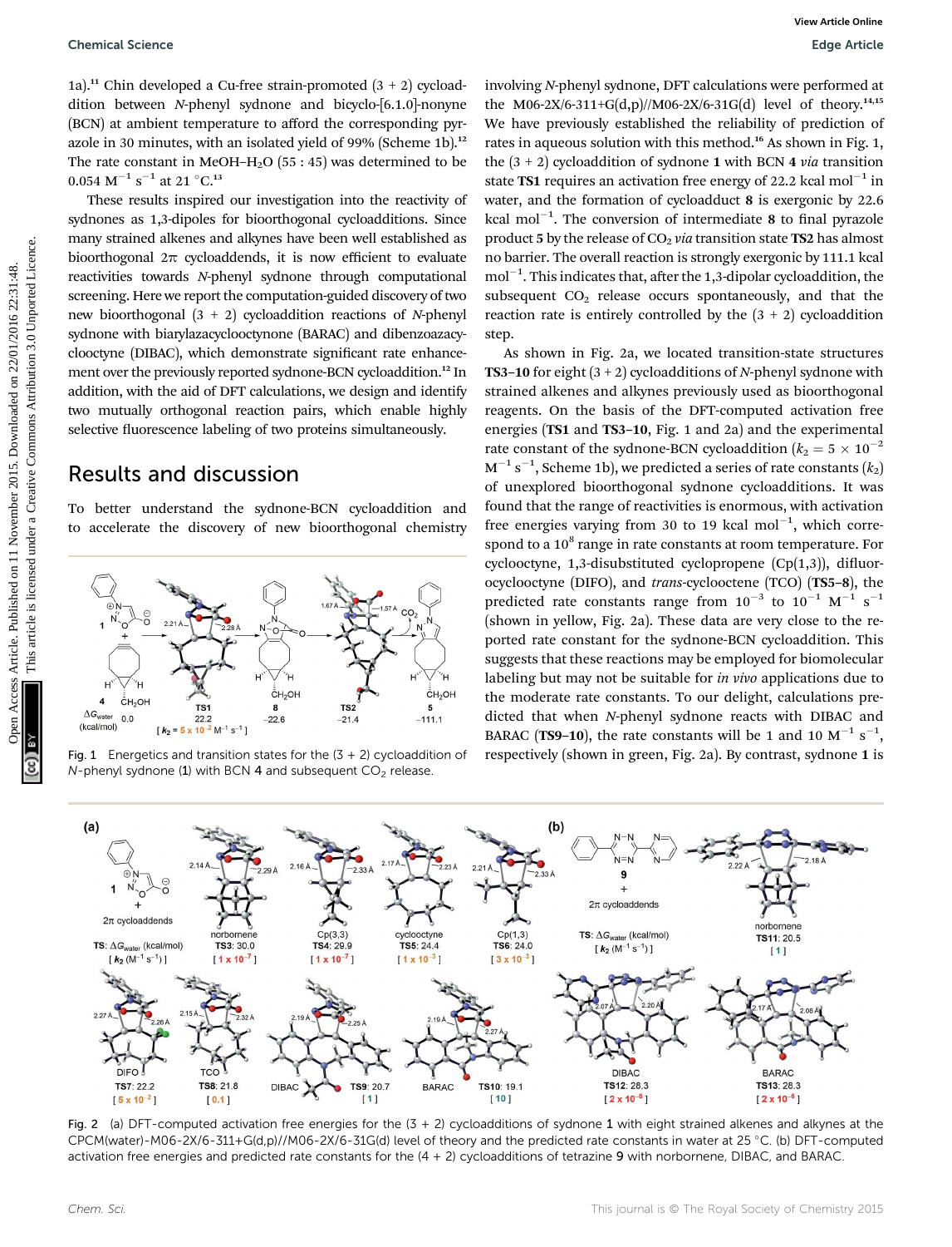1a).[11] Chin developed a Cu-free strain-promoted (3 + 2) cycloaddition between *N*-phenyl sydnone and bicyclo-[6.1.0]-nonyne (BCN) at ambient temperature to afford the corresponding pyrazole in 30 minutes, with an isolated yield of 99% (Scheme 1b).[12] The rate constant in MeOH–$H_2O$ (55 : 45) was determined to be 0.054 $M^{-1}$ $s^{-1}$ at 21 °C.[13]

These results inspired our investigation into the reactivity of sydnones as 1,3-dipoles for bioorthogonal cycloadditions. Since many strained alkenes and alkynes have been well established as bioorthogonal 2π cycloaddends, it is now efficient to evaluate reactivities towards *N*-phenyl sydnone through computational screening. Here we report the computation-guided discovery of two new bioorthogonal (3 + 2) cycloaddition reactions of *N*-phenyl sydnone with biarylazacyclooctynone (BARAC) and dibenzoazacyclooctyne (DIBAC), which demonstrate significant rate enhancement over the previously reported sydnone-BCN cycloaddition.[12] In addition, with the aid of DFT calculations, we design and identify two mutually orthogonal reaction pairs, which enable highly selective fluorescence labeling of two proteins simultaneously.

## Results and discussion

To better understand the sydnone-BCN cycloaddition and to accelerate the discovery of new bioorthogonal chemistry involving *N*-phenyl sydnone, DFT calculations were performed at the M06-2X/6-311+G(d,p)//M06-2X/6-31G(d) level of theory.[14,15] We have previously established the reliability of prediction of rates in aqueous solution with this method.[16] As shown in Fig. 1, the (3 + 2) cycloaddition of sydnone **1** with BCN **4** *via* transition state **TS1** requires an activation free energy of 22.2 kcal $mol^{-1}$ in water, and the formation of cycloadduct **8** is exergonic by 22.6 kcal $mol^{-1}$. The conversion of intermediate **8** to final pyrazole product **5** by the release of $CO_2$ *via* transition state **TS2** has almost no barrier. The overall reaction is strongly exergonic by 111.1 kcal $mol^{-1}$. This indicates that, after the 1,3-dipolar cycloaddition, the subsequent $CO_2$ release occurs spontaneously, and that the reaction rate is entirely controlled by the (3 + 2) cycloaddition step.

Fig. 1 Energetics and transition states for the (3 + 2) cycloaddition of *N*-phenyl sydnone (**1**) with BCN **4** and subsequent $CO_2$ release.

As shown in Fig. 2a, we located transition-state structures **TS3–10** for eight (3 + 2) cycloadditions of *N*-phenyl sydnone with strained alkenes and alkynes previously used as bioorthogonal reagents. On the basis of the DFT-computed activation free energies (**TS1** and **TS3–10**, Fig. 1 and 2a) and the experimental rate constant of the sydnone-BCN cycloaddition ($k_2 = 5 \times 10^{-2}$ $M^{-1}$ $s^{-1}$, Scheme 1b), we predicted a series of rate constants ($k_2$) of unexplored bioorthogonal sydnone cycloadditions. It was found that the range of reactivities is enormous, with activation free energies varying from 30 to 19 kcal $mol^{-1}$, which correspond to a $10^8$ range in rate constants at room temperature. For cyclooctyne, 1,3-disubstituted cyclopropene (Cp(1,3)), difluorocyclooctyne (DIFO), and *trans*-cyclooctene (TCO) (**TS5–8**), the predicted rate constants range from $10^{-3}$ to $10^{-1}$ $M^{-1}$ $s^{-1}$ (shown in yellow, Fig. 2a). These data are very close to the reported rate constant for the sydnone-BCN cycloaddition. This suggests that these reactions may be employed for biomolecular labeling but may not be suitable for *in vivo* applications due to the moderate rate constants. To our delight, calculations predicted that when *N*-phenyl sydnone reacts with DIBAC and BARAC (**TS9–10**), the rate constants will be 1 and 10 $M^{-1}$ $s^{-1}$, respectively (shown in green, Fig. 2a). By contrast, sydnone **1** is

Fig. 2 (a) DFT-computed activation free energies for the (3 + 2) cycloadditions of sydnone **1** with eight strained alkenes and alkynes at the CPCM(water)-M06-2X/6-311+G(d,p)//M06-2X/6-31G(d) level of theory and the predicted rate constants in water at 25 °C. (b) DFT-computed activation free energies and predicted rate constants for the (4 + 2) cycloadditions of tetrazine **9** with norbornene, DIBAC, and BARAC.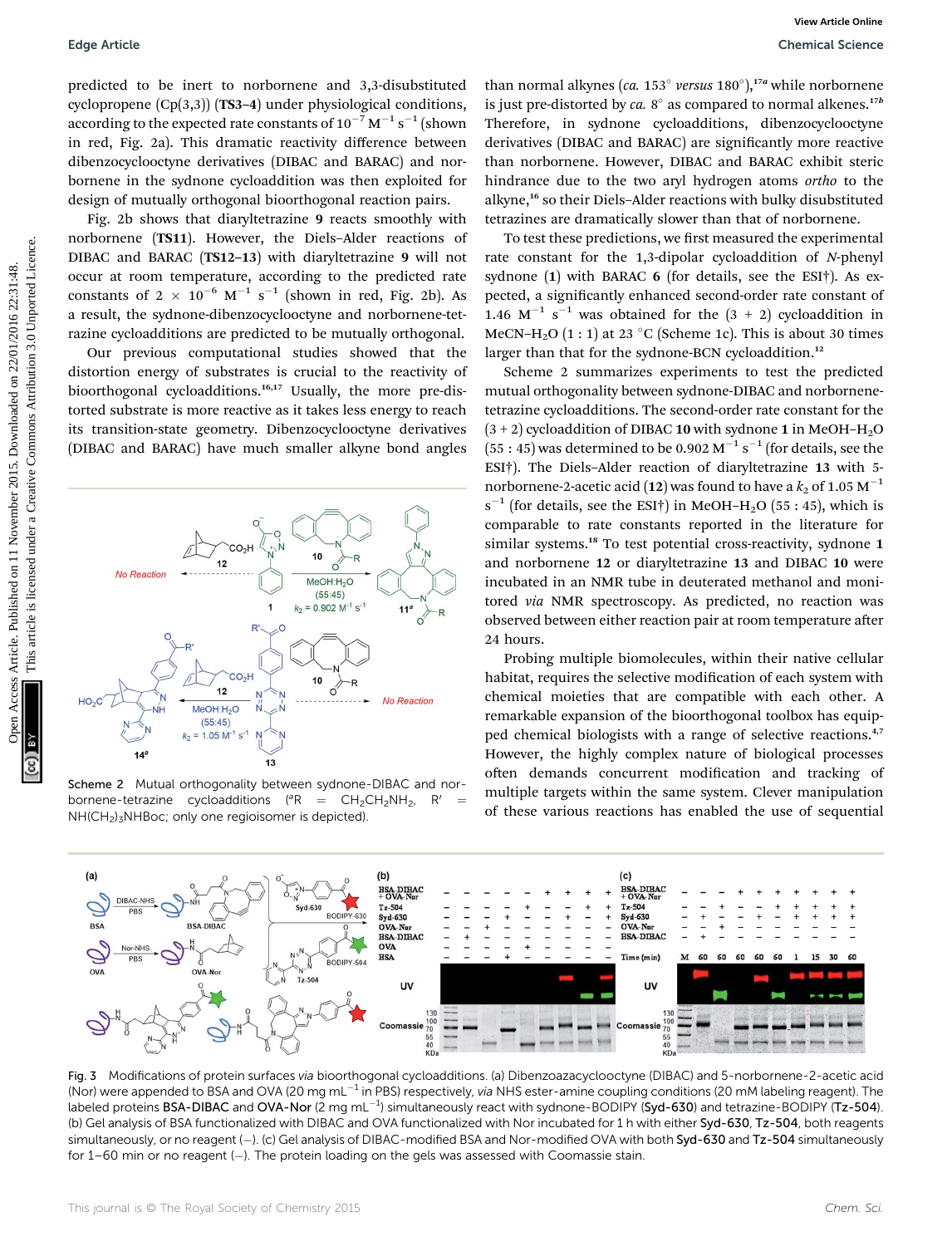predicted to be inert to norbornene and 3,3-disubstituted cyclopropene (Cp(3,3)) (**TS3–4**) under physiological conditions, according to the expected rate constants of $10^{-7}$ $M^{-1}$ $s^{-1}$ (shown in red, Fig. 2a). This dramatic reactivity difference between dibenzocyclooctyne derivatives (DIBAC and BARAC) and norbornene in the sydnone cycloaddition was then exploited for design of mutually orthogonal bioorthogonal reaction pairs.

Fig. 2b shows that diaryltetrazine **9** reacts smoothly with norbornene (**TS11**). However, the Diels–Alder reactions of DIBAC and BARAC (**TS12–13**) with diaryltetrazine **9** will not occur at room temperature, according to the predicted rate constants of $2 \times 10^{-6}$ $M^{-1}$ $s^{-1}$ (shown in red, Fig. 2b). As a result, the sydnone-dibenzocyclooctyne and norbornene-tetrazine cycloadditions are predicted to be mutually orthogonal.

Our previous computational studies showed that the distortion energy of substrates is crucial to the reactivity of bioorthogonal cycloadditions.[16,17] Usually, the more pre-distorted substrate is more reactive as it takes less energy to reach its transition-state geometry. Dibenzocyclooctyne derivatives (DIBAC and BARAC) have much smaller alkyne bond angles than normal alkynes (*ca.* 153° *versus* 180°),[17a] while norbornene is just pre-distorted by *ca.* 8° as compared to normal alkenes.[17b] Therefore, in sydnone cycloadditions, dibenzocyclooctyne derivatives (DIBAC and BARAC) are significantly more reactive than norbornene. However, DIBAC and BARAC exhibit steric hindrance due to the two aryl hydrogen atoms *ortho* to the alkyne,[16] so their Diels–Alder reactions with bulky disubstituted tetrazines are dramatically slower than that of norbornene.

To test these predictions, we first measured the experimental rate constant for the 1,3-dipolar cycloaddition of *N*-phenyl sydnone (**1**) with BARAC **6** (for details, see the ESI†). As expected, a significantly enhanced second-order rate constant of 1.46 $M^{-1}$ $s^{-1}$ was obtained for the (3 + 2) cycloaddition in MeCN–$H_2O$ (1 : 1) at 23 °C (Scheme 1c). This is about 30 times larger than that for the sydnone-BCN cycloaddition.[12]

Scheme 2 summarizes experiments to test the predicted mutual orthogonality between sydnone-DIBAC and norbornene-tetrazine cycloadditions. The second-order rate constant for the (3 + 2) cycloaddition of DIBAC **10** with sydnone **1** in MeOH–$H_2O$ (55 : 45) was determined to be 0.902 $M^{-1}$ $s^{-1}$ (for details, see the ESI†). The Diels–Alder reaction of diaryltetrazine **13** with 5-norbornene-2-acetic acid (**12**) was found to have a $k_2$ of 1.05 $M^{-1}$ $s^{-1}$ (for details, see the ESI†) in MeOH–$H_2O$ (55 : 45), which is comparable to rate constants reported in the literature for similar systems.[18] To test potential cross-reactivity, sydnone **1** and norbornene **12** or diaryltetrazine **13** and DIBAC **10** were incubated in an NMR tube in deuterated methanol and monitored *via* NMR spectroscopy. As predicted, no reaction was observed between either reaction pair at room temperature after 24 hours.

Probing multiple biomolecules, within their native cellular habitat, requires the selective modification of each system with chemical moieties that are compatible with each other. A remarkable expansion of the bioorthogonal toolbox has equipped chemical biologists with a range of selective reactions.[4,7] However, the highly complex nature of biological processes often demands concurrent modification and tracking of multiple targets within the same system. Clever manipulation of these various reactions has enabled the use of sequential

Scheme 2 Mutual orthogonality between sydnone-DIBAC and norbornene-tetrazine cycloadditions ([a]R = $CH_2CH_2NH_2$, R′ = $NH(CH_2)_3NHBoc$; only one regioisomer is depicted).

Fig. 3 Modifications of protein surfaces *via* bioorthogonal cycloadditions. (a) Dibenzoazacyclooctyne (DIBAC) and 5-norbornene-2-acetic acid (Nor) were appended to BSA and OVA (20 mg $mL^{-1}$ in PBS) respectively, *via* NHS ester-amine coupling conditions (20 mM labeling reagent). The labeled proteins **BSA-DIBAC** and **OVA-Nor** (2 mg $mL^{-1}$) simultaneously react with sydnone-BODIPY (**Syd-630**) and tetrazine-BODIPY (**Tz-504**). (b) Gel analysis of BSA functionalized with DIBAC and OVA functionalized with Nor incubated for 1 h with either **Syd-630**, **Tz-504**, both reagents simultaneously, or no reagent (–). (c) Gel analysis of DIBAC-modified BSA and Nor-modified OVA with both **Syd-630** and **Tz-504** simultaneously for 1–60 min or no reagent (–). The protein loading on the gels was assessed with Coomassie stain.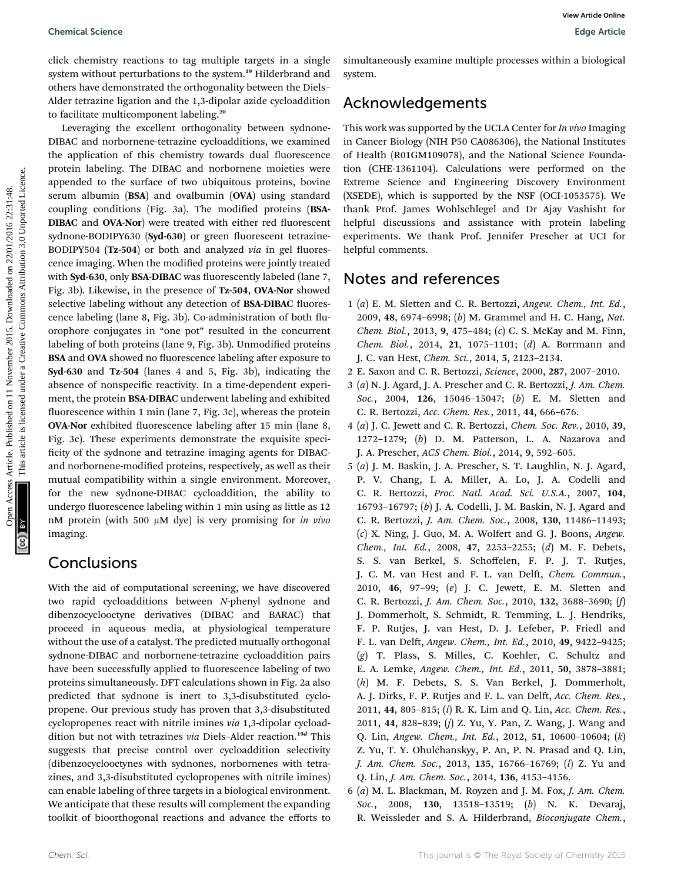click chemistry reactions to tag multiple targets in a single system without perturbations to the system.[19] Hilderbrand and others have demonstrated the orthogonality between the Diels–Alder tetrazine ligation and the 1,3-dipolar azide cycloaddition to facilitate multicomponent labeling.[20]

Leveraging the excellent orthogonality between sydnone-DIBAC and norbornene-tetrazine cycloadditions, we examined the application of this chemistry towards dual fluorescence protein labeling. The DIBAC and norbornene moieties were appended to the surface of two ubiquitous proteins, bovine serum albumin (**BSA**) and ovalbumin (**OVA**) using standard coupling conditions (Fig. 3a). The modified proteins (**BSA-DIBAC** and **OVA-Nor**) were treated with either red fluorescent sydnone-BODIPY630 (**Syd-630**) or green fluorescent tetrazine-BODIPY504 (**Tz-504**) or both and analyzed *via* in gel fluorescence imaging. When the modified proteins were jointly treated with **Syd-630**, only **BSA-DIBAC** was fluorescently labeled (lane 7, Fig. 3b). Likewise, in the presence of **Tz-504**, **OVA-Nor** showed selective labeling without any detection of **BSA-DIBAC** fluorescence labeling (lane 8, Fig. 3b). Co-administration of both fluorophore conjugates in "one pot" resulted in the concurrent labeling of both proteins (lane 9, Fig. 3b). Unmodified proteins **BSA** and **OVA** showed no fluorescence labeling after exposure to **Syd-630** and **Tz-504** (lanes 4 and 5, Fig. 3b), indicating the absence of nonspecific reactivity. In a time-dependent experiment, the protein **BSA-DIBAC** underwent labeling and exhibited fluorescence within 1 min (lane 7, Fig. 3c), whereas the protein **OVA-Nor** exhibited fluorescence labeling after 15 min (lane 8, Fig. 3c). These experiments demonstrate the exquisite specificity of the sydnone and tetrazine imaging agents for DIBAC- and norbornene-modified proteins, respectively, as well as their mutual compatibility within a single environment. Moreover, for the new sydnone-DIBAC cycloaddition, the ability to undergo fluorescence labeling within 1 min using as little as 12 nM protein (with 500 μM dye) is very promising for *in vivo* imaging.

## Conclusions

With the aid of computational screening, we have discovered two rapid cycloadditions between *N*-phenyl sydnone and dibenzocyclooctyne derivatives (DIBAC and BARAC) that proceed in aqueous media, at physiological temperature without the use of a catalyst. The predicted mutually orthogonal sydnone-DIBAC and norbornene-tetrazine cycloaddition pairs have been successfully applied to fluorescence labeling of two proteins simultaneously. DFT calculations shown in Fig. 2a also predicted that sydnone is inert to 3,3-disubstituted cyclopropene. Our previous study has proven that 3,3-disubstituted cyclopropenes react with nitrile imines *via* 1,3-dipolar cycloaddition but not with tetrazines *via* Diels–Alder reaction.[19d] This suggests that precise control over cycloaddition selectivity (dibenzocyclooctynes with sydnones, norbornenes with tetrazines, and 3,3-disubstituted cyclopropenes with nitrile imines) can enable labeling of three targets in a biological environment. We anticipate that these results will complement the expanding toolkit of bioorthogonal reactions and advance the efforts to simultaneously examine multiple processes within a biological system.

## Acknowledgements

This work was supported by the UCLA Center for *In vivo* Imaging in Cancer Biology (NIH P50 CA086306), the National Institutes of Health (R01GM109078), and the National Science Foundation (CHE-1361104). Calculations were performed on the Extreme Science and Engineering Discovery Environment (XSEDE), which is supported by the NSF (OCI-1053575). We thank Prof. James Wohlschlegel and Dr Ajay Vashisht for helpful discussions and assistance with protein labeling experiments. We thank Prof. Jennifer Prescher at UCI for helpful comments.

## Notes and references

1 (*a*) E. M. Sletten and C. R. Bertozzi, *Angew. Chem., Int. Ed.*, 2009, **48**, 6974–6998; (*b*) M. Grammel and H. C. Hang, *Nat. Chem. Biol.*, 2013, **9**, 475–484; (*c*) C. S. McKay and M. Finn, *Chem. Biol.*, 2014, **21**, 1075–1101; (*d*) A. Borrmann and J. C. van Hest, *Chem. Sci.*, 2014, **5**, 2123–2134.

2 E. Saxon and C. R. Bertozzi, *Science*, 2000, **287**, 2007–2010.

3 (*a*) N. J. Agard, J. A. Prescher and C. R. Bertozzi, *J. Am. Chem. Soc.*, 2004, **126**, 15046–15047; (*b*) E. M. Sletten and C. R. Bertozzi, *Acc. Chem. Res.*, 2011, **44**, 666–676.

4 (*a*) J. C. Jewett and C. R. Bertozzi, *Chem. Soc. Rev.*, 2010, **39**, 1272–1279; (*b*) D. M. Patterson, L. A. Nazarova and J. A. Prescher, *ACS Chem. Biol.*, 2014, **9**, 592–605.

5 (*a*) J. M. Baskin, J. A. Prescher, S. T. Laughlin, N. J. Agard, P. V. Chang, I. A. Miller, A. Lo, J. A. Codelli and C. R. Bertozzi, *Proc. Natl. Acad. Sci. U.S.A.*, 2007, **104**, 16793–16797; (*b*) J. A. Codelli, J. M. Baskin, N. J. Agard and C. R. Bertozzi, *J. Am. Chem. Soc.*, 2008, **130**, 11486–11493; (*c*) X. Ning, J. Guo, M. A. Wolfert and G. J. Boons, *Angew. Chem., Int. Ed.*, 2008, **47**, 2253–2255; (*d*) M. F. Debets, S. S. van Berkel, S. Schoffelen, F. P. J. T. Rutjes, J. C. M. van Hest and F. L. van Delft, *Chem. Commun.*, 2010, **46**, 97–99; (*e*) J. C. Jewett, E. M. Sletten and C. R. Bertozzi, *J. Am. Chem. Soc.*, 2010, **132**, 3688–3690; (*f*) J. Dommerholt, S. Schmidt, R. Temming, L. J. Hendriks, F. P. Rutjes, J. van Hest, D. J. Lefeber, P. Friedl and F. L. van Delft, *Angew. Chem., Int. Ed.*, 2010, **49**, 9422–9425; (*g*) T. Plass, S. Milles, C. Koehler, C. Schultz and E. A. Lemke, *Angew. Chem., Int. Ed.*, 2011, **50**, 3878–3881; (*h*) M. F. Debets, S. S. Van Berkel, J. Dommerholt, A. J. Dirks, F. P. Rutjes and F. L. van Delft, *Acc. Chem. Res.*, 2011, **44**, 805–815; (*i*) R. K. Lim and Q. Lin, *Acc. Chem. Res.*, 2011, **44**, 828–839; (*j*) Z. Yu, Y. Pan, Z. Wang, J. Wang and Q. Lin, *Angew. Chem., Int. Ed.*, 2012, **51**, 10600–10604; (*k*) Z. Yu, T. Y. Ohulchanskyy, P. An, P. N. Prasad and Q. Lin, *J. Am. Chem. Soc.*, 2013, **135**, 16766–16769; (*l*) Z. Yu and Q. Lin, *J. Am. Chem. Soc.*, 2014, **136**, 4153–4156.

6 (*a*) M. L. Blackman, M. Royzen and J. M. Fox, *J. Am. Chem. Soc.*, 2008, **130**, 13518–13519; (*b*) N. K. Devaraj, R. Weissleder and S. A. Hilderbrand, *Bioconjugate Chem.*,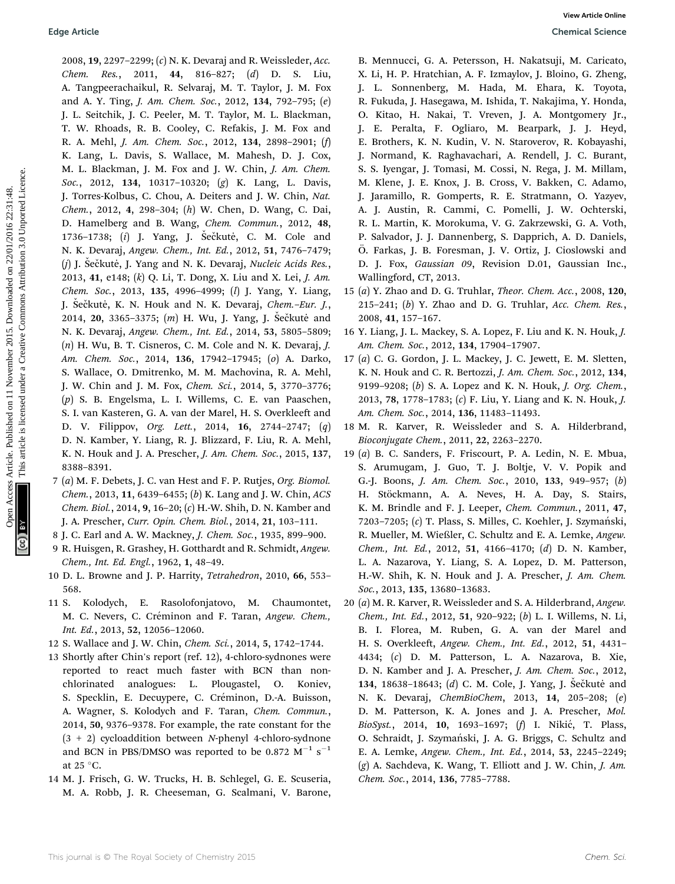2008, **19**, 2297–2299; (*c*) N. K. Devaraj and R. Weissleder, *Acc. Chem. Res.*, 2011, **44**, 816–827; (*d*) D. S. Liu, A. Tangpeerachaikul, R. Selvaraj, M. T. Taylor, J. M. Fox and A. Y. Ting, *J. Am. Chem. Soc.*, 2012, **134**, 792–795; (*e*) J. L. Seitchik, J. C. Peeler, M. T. Taylor, M. L. Blackman, T. W. Rhoads, R. B. Cooley, C. Refakis, J. M. Fox and R. A. Mehl, *J. Am. Chem. Soc.*, 2012, **134**, 2898–2901; (*f*) K. Lang, L. Davis, S. Wallace, M. Mahesh, D. J. Cox, M. L. Blackman, J. M. Fox and J. W. Chin, *J. Am. Chem. Soc.*, 2012, **134**, 10317–10320; (*g*) K. Lang, L. Davis, J. Torres-Kolbus, C. Chou, A. Deiters and J. W. Chin, *Nat. Chem.*, 2012, **4**, 298–304; (*h*) W. Chen, D. Wang, C. Dai, D. Hamelberg and B. Wang, *Chem. Commun.*, 2012, **48**, 1736–1738; (*i*) J. Yang, J. Šečkutė, C. M. Cole and N. K. Devaraj, *Angew. Chem., Int. Ed.*, 2012, **51**, 7476–7479; (*j*) J. Šečkutė, J. Yang and N. K. Devaraj, *Nucleic Acids Res.*, 2013, **41**, e148; (*k*) Q. Li, T. Dong, X. Liu and X. Lei, *J. Am. Chem. Soc.*, 2013, **135**, 4996–4999; (*l*) J. Yang, Y. Liang, J. Šečkutė, K. N. Houk and N. K. Devaraj, *Chem.–Eur. J.*, 2014, **20**, 3365–3375; (*m*) H. Wu, J. Yang, J. Šečkutė and N. K. Devaraj, *Angew. Chem., Int. Ed.*, 2014, **53**, 5805–5809; (*n*) H. Wu, B. T. Cisneros, C. M. Cole and N. K. Devaraj, *J. Am. Chem. Soc.*, 2014, **136**, 17942–17945; (*o*) A. Darko, S. Wallace, O. Dmitrenko, M. M. Machovina, R. A. Mehl, J. W. Chin and J. M. Fox, *Chem. Sci.*, 2014, **5**, 3770–3776; (*p*) S. B. Engelsma, L. I. Willems, C. E. van Paaschen, S. I. van Kasteren, G. A. van der Marel, H. S. Overkleeft and D. V. Filippov, *Org. Lett.*, 2014, **16**, 2744–2747; (*q*) D. N. Kamber, Y. Liang, R. J. Blizzard, F. Liu, R. A. Mehl, K. N. Houk and J. A. Prescher, *J. Am. Chem. Soc.*, 2015, **137**, 8388–8391.

7 (*a*) M. F. Debets, J. C. van Hest and F. P. Rutjes, *Org. Biomol. Chem.*, 2013, **11**, 6439–6455; (*b*) K. Lang and J. W. Chin, *ACS Chem. Biol.*, 2014, **9**, 16–20; (*c*) H.-W. Shih, D. N. Kamber and J. A. Prescher, *Curr. Opin. Chem. Biol.*, 2014, **21**, 103–111.

8 J. C. Earl and A. W. Mackney, *J. Chem. Soc.*, 1935, 899–900.

9 R. Huisgen, R. Grashey, H. Gotthardt and R. Schmidt, *Angew. Chem., Int. Ed. Engl.*, 1962, **1**, 48–49.

10 D. L. Browne and J. P. Harrity, *Tetrahedron*, 2010, **66**, 553–568.

11 S. Kolodych, E. Rasolofonjatovo, M. Chaumontet, M. C. Nevers, C. Créminon and F. Taran, *Angew. Chem., Int. Ed.*, 2013, **52**, 12056–12060.

12 S. Wallace and J. W. Chin, *Chem. Sci.*, 2014, **5**, 1742–1744.

13 Shortly after Chin's report (ref. 12), 4-chloro-sydnones were reported to react much faster with BCN than non-chlorinated analogues: L. Plougastel, O. Koniev, S. Specklin, E. Decuypere, C. Créminon, D.-A. Buisson, A. Wagner, S. Kolodych and F. Taran, *Chem. Commun.*, 2014, **50**, 9376–9378. For example, the rate constant for the (3 + 2) cycloaddition between *N*-phenyl 4-chloro-sydnone and BCN in PBS/DMSO was reported to be 0.872 $M^{-1}$ $s^{-1}$ at 25 °C.

14 M. J. Frisch, G. W. Trucks, H. B. Schlegel, G. E. Scuseria, M. A. Robb, J. R. Cheeseman, G. Scalmani, V. Barone, B. Mennucci, G. A. Petersson, H. Nakatsuji, M. Caricato, X. Li, H. P. Hratchian, A. F. Izmaylov, J. Bloino, G. Zheng, J. L. Sonnenberg, M. Hada, M. Ehara, K. Toyota, R. Fukuda, J. Hasegawa, M. Ishida, T. Nakajima, Y. Honda, O. Kitao, H. Nakai, T. Vreven, J. A. Montgomery Jr., J. E. Peralta, F. Ogliaro, M. Bearpark, J. J. Heyd, E. Brothers, K. N. Kudin, V. N. Staroverov, R. Kobayashi, J. Normand, K. Raghavachari, A. Rendell, J. C. Burant, S. S. Iyengar, J. Tomasi, M. Cossi, N. Rega, J. M. Millam, M. Klene, J. E. Knox, J. B. Cross, V. Bakken, C. Adamo, J. Jaramillo, R. Gomperts, R. E. Stratmann, O. Yazyev, A. J. Austin, R. Cammi, C. Pomelli, J. W. Ochterski, R. L. Martin, K. Morokuma, V. G. Zakrzewski, G. A. Voth, P. Salvador, J. J. Dannenberg, S. Dapprich, A. D. Daniels, Ö. Farkas, J. B. Foresman, J. V. Ortiz, J. Cioslowski and D. J. Fox, *Gaussian 09*, Revision D.01, Gaussian Inc., Wallingford, CT, 2013.

15 (*a*) Y. Zhao and D. G. Truhlar, *Theor. Chem. Acc.*, 2008, **120**, 215–241; (*b*) Y. Zhao and D. G. Truhlar, *Acc. Chem. Res.*, 2008, **41**, 157–167.

16 Y. Liang, J. L. Mackey, S. A. Lopez, F. Liu and K. N. Houk, *J. Am. Chem. Soc.*, 2012, **134**, 17904–17907.

17 (*a*) C. G. Gordon, J. L. Mackey, J. C. Jewett, E. M. Sletten, K. N. Houk and C. R. Bertozzi, *J. Am. Chem. Soc.*, 2012, **134**, 9199–9208; (*b*) S. A. Lopez and K. N. Houk, *J. Org. Chem.*, 2013, **78**, 1778–1783; (*c*) F. Liu, Y. Liang and K. N. Houk, *J. Am. Chem. Soc.*, 2014, **136**, 11483–11493.

18 M. R. Karver, R. Weissleder and S. A. Hilderbrand, *Bioconjugate Chem.*, 2011, **22**, 2263–2270.

19 (*a*) B. C. Sanders, F. Friscourt, P. A. Ledin, N. E. Mbua, S. Arumugam, J. Guo, T. J. Boltje, V. V. Popik and G.-J. Boons, *J. Am. Chem. Soc.*, 2010, **133**, 949–957; (*b*) H. Stöckmann, A. A. Neves, H. A. Day, S. Stairs, K. M. Brindle and F. J. Leeper, *Chem. Commun.*, 2011, **47**, 7203–7205; (*c*) T. Plass, S. Milles, C. Koehler, J. Szymański, R. Mueller, M. Wießler, C. Schultz and E. A. Lemke, *Angew. Chem., Int. Ed.*, 2012, **51**, 4166–4170; (*d*) D. N. Kamber, L. A. Nazarova, Y. Liang, S. A. Lopez, D. M. Patterson, H.-W. Shih, K. N. Houk and J. A. Prescher, *J. Am. Chem. Soc.*, 2013, **135**, 13680–13683.

20 (*a*) M. R. Karver, R. Weissleder and S. A. Hilderbrand, *Angew. Chem., Int. Ed.*, 2012, **51**, 920–922; (*b*) L. I. Willems, N. Li, B. I. Florea, M. Ruben, G. A. van der Marel and H. S. Overkleeft, *Angew. Chem., Int. Ed.*, 2012, **51**, 4431–4434; (*c*) D. M. Patterson, L. A. Nazarova, B. Xie, D. N. Kamber and J. A. Prescher, *J. Am. Chem. Soc.*, 2012, **134**, 18638–18643; (*d*) C. M. Cole, J. Yang, J. Šečkutė and N. K. Devaraj, *ChemBioChem*, 2013, **14**, 205–208; (*e*) D. M. Patterson, K. A. Jones and J. A. Prescher, *Mol. BioSyst.*, 2014, **10**, 1693–1697; (*f*) I. Nikić, T. Plass, O. Schraidt, J. Szymański, J. A. G. Briggs, C. Schultz and E. A. Lemke, *Angew. Chem., Int. Ed.*, 2014, **53**, 2245–2249; (*g*) A. Sachdeva, K. Wang, T. Elliott and J. W. Chin, *J. Am. Chem. Soc.*, 2014, **136**, 7785–7788.